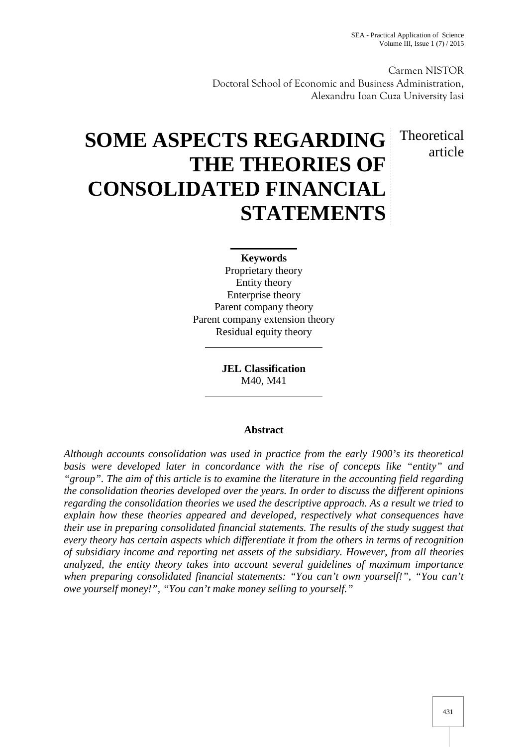Carmen NISTOR
Doctoral School of Economic and Business Administration,
Alexandru Ioan Cuza University Iasi

# SOME ASPECTS REGARDING THE THEORIES OF CONSOLIDATED FINANCIAL STATEMENTS

Theoretical article

**Keywords**

Proprietary theory
Entity theory
Enterprise theory
Parent company theory
Parent company extension theory
Residual equity theory

**JEL Classification**

M40, M41

## Abstract

*Although accounts consolidation was used in practice from the early 1900's its theoretical basis were developed later in concordance with the rise of concepts like "entity" and "group". The aim of this article is to examine the literature in the accounting field regarding the consolidation theories developed over the years. In order to discuss the different opinions regarding the consolidation theories we used the descriptive approach. As a result we tried to explain how these theories appeared and developed, respectively what consequences have their use in preparing consolidated financial statements. The results of the study suggest that every theory has certain aspects which differentiate it from the others in terms of recognition of subsidiary income and reporting net assets of the subsidiary. However, from all theories analyzed, the entity theory takes into account several guidelines of maximum importance when preparing consolidated financial statements: "You can't own yourself!", "You can't owe yourself money!", "You can't make money selling to yourself."*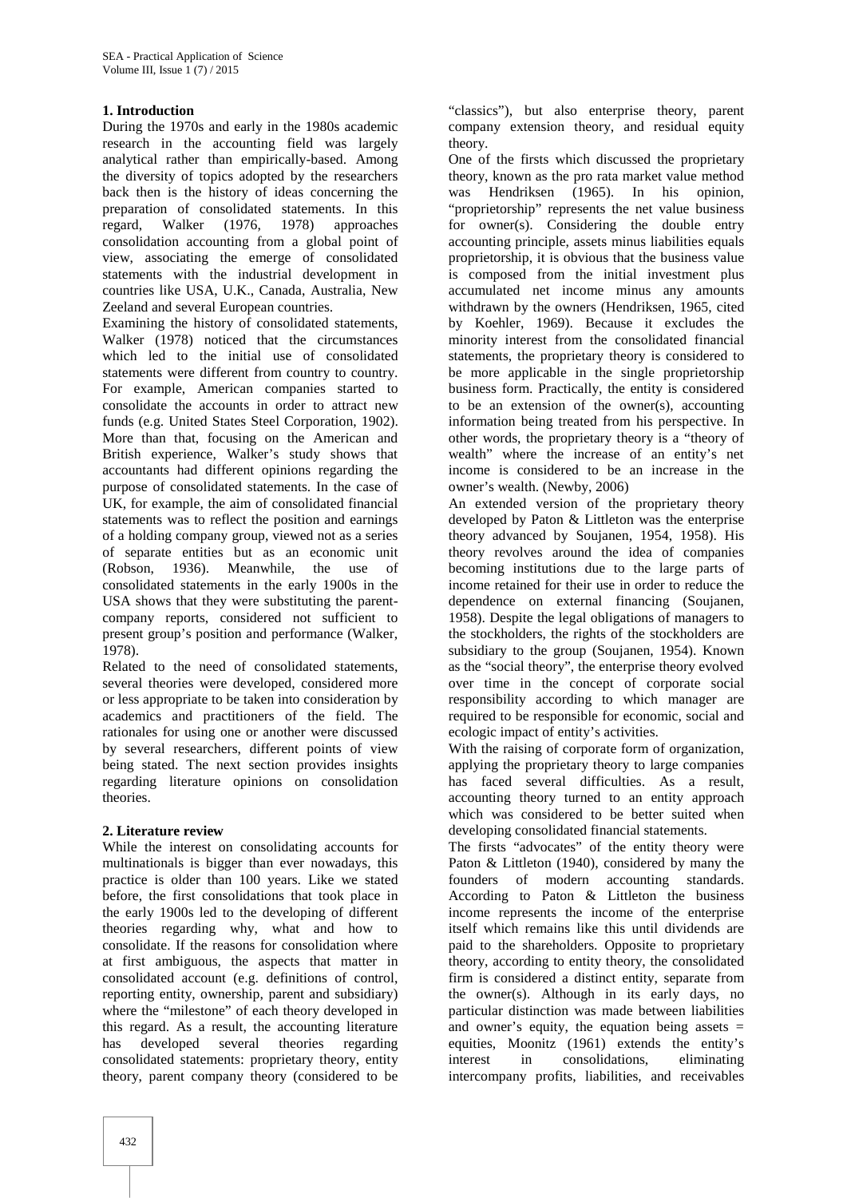## 1. Introduction

During the 1970s and early in the 1980s academic research in the accounting field was largely analytical rather than empirically-based. Among the diversity of topics adopted by the researchers back then is the history of ideas concerning the preparation of consolidated statements. In this regard, Walker (1976, 1978) approaches consolidation accounting from a global point of view, associating the emerge of consolidated statements with the industrial development in countries like USA, U.K., Canada, Australia, New Zeeland and several European countries.

Examining the history of consolidated statements, Walker (1978) noticed that the circumstances which led to the initial use of consolidated statements were different from country to country. For example, American companies started to consolidate the accounts in order to attract new funds (e.g. United States Steel Corporation, 1902). More than that, focusing on the American and British experience, Walker's study shows that accountants had different opinions regarding the purpose of consolidated statements. In the case of UK, for example, the aim of consolidated financial statements was to reflect the position and earnings of a holding company group, viewed not as a series of separate entities but as an economic unit (Robson, 1936). Meanwhile, the use of consolidated statements in the early 1900s in the USA shows that they were substituting the parent-company reports, considered not sufficient to present group's position and performance (Walker, 1978).

Related to the need of consolidated statements, several theories were developed, considered more or less appropriate to be taken into consideration by academics and practitioners of the field. The rationales for using one or another were discussed by several researchers, different points of view being stated. The next section provides insights regarding literature opinions on consolidation theories.

## 2. Literature review

While the interest on consolidating accounts for multinationals is bigger than ever nowadays, this practice is older than 100 years. Like we stated before, the first consolidations that took place in the early 1900s led to the developing of different theories regarding why, what and how to consolidate. If the reasons for consolidation where at first ambiguous, the aspects that matter in consolidated account (e.g. definitions of control, reporting entity, ownership, parent and subsidiary) where the "milestone" of each theory developed in this regard. As a result, the accounting literature has developed several theories regarding consolidated statements: proprietary theory, entity theory, parent company theory (considered to be "classics"), but also enterprise theory, parent company extension theory, and residual equity theory.

One of the firsts which discussed the proprietary theory, known as the pro rata market value method was Hendriksen (1965). In his opinion, "proprietorship" represents the net value business for owner(s). Considering the double entry accounting principle, assets minus liabilities equals proprietorship, it is obvious that the business value is composed from the initial investment plus accumulated net income minus any amounts withdrawn by the owners (Hendriksen, 1965, cited by Koehler, 1969). Because it excludes the minority interest from the consolidated financial statements, the proprietary theory is considered to be more applicable in the single proprietorship business form. Practically, the entity is considered to be an extension of the owner(s), accounting information being treated from his perspective. In other words, the proprietary theory is a "theory of wealth" where the increase of an entity's net income is considered to be an increase in the owner's wealth. (Newby, 2006)

An extended version of the proprietary theory developed by Paton & Littleton was the enterprise theory advanced by Soujanen, 1954, 1958). His theory revolves around the idea of companies becoming institutions due to the large parts of income retained for their use in order to reduce the dependence on external financing (Soujanen, 1958). Despite the legal obligations of managers to the stockholders, the rights of the stockholders are subsidiary to the group (Soujanen, 1954). Known as the "social theory", the enterprise theory evolved over time in the concept of corporate social responsibility according to which manager are required to be responsible for economic, social and ecologic impact of entity's activities.

With the raising of corporate form of organization, applying the proprietary theory to large companies has faced several difficulties. As a result, accounting theory turned to an entity approach which was considered to be better suited when developing consolidated financial statements.

The firsts "advocates" of the entity theory were Paton & Littleton (1940), considered by many the founders of modern accounting standards. According to Paton & Littleton the business income represents the income of the enterprise itself which remains like this until dividends are paid to the shareholders. Opposite to proprietary theory, according to entity theory, the consolidated firm is considered a distinct entity, separate from the owner(s). Although in its early days, no particular distinction was made between liabilities and owner's equity, the equation being assets = equities, Moonitz (1961) extends the entity's interest in consolidations, eliminating intercompany profits, liabilities, and receivables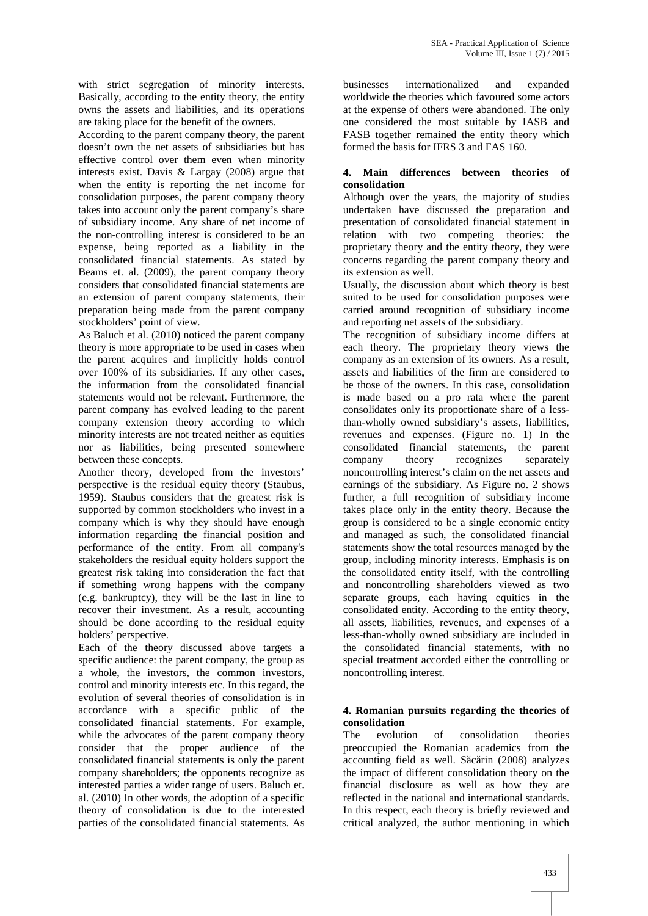with strict segregation of minority interests. Basically, according to the entity theory, the entity owns the assets and liabilities, and its operations are taking place for the benefit of the owners.

According to the parent company theory, the parent doesn't own the net assets of subsidiaries but has effective control over them even when minority interests exist. Davis & Largay (2008) argue that when the entity is reporting the net income for consolidation purposes, the parent company theory takes into account only the parent company's share of subsidiary income. Any share of net income of the non-controlling interest is considered to be an expense, being reported as a liability in the consolidated financial statements. As stated by Beams et. al. (2009), the parent company theory considers that consolidated financial statements are an extension of parent company statements, their preparation being made from the parent company stockholders' point of view.

As Baluch et al. (2010) noticed the parent company theory is more appropriate to be used in cases when the parent acquires and implicitly holds control over 100% of its subsidiaries. If any other cases, the information from the consolidated financial statements would not be relevant. Furthermore, the parent company has evolved leading to the parent company extension theory according to which minority interests are not treated neither as equities nor as liabilities, being presented somewhere between these concepts.

Another theory, developed from the investors' perspective is the residual equity theory (Staubus, 1959). Staubus considers that the greatest risk is supported by common stockholders who invest in a company which is why they should have enough information regarding the financial position and performance of the entity. From all company's stakeholders the residual equity holders support the greatest risk taking into consideration the fact that if something wrong happens with the company (e.g. bankruptcy), they will be the last in line to recover their investment. As a result, accounting should be done according to the residual equity holders' perspective.

Each of the theory discussed above targets a specific audience: the parent company, the group as a whole, the investors, the common investors, control and minority interests etc. In this regard, the evolution of several theories of consolidation is in accordance with a specific public of the consolidated financial statements. For example, while the advocates of the parent company theory consider that the proper audience of the consolidated financial statements is only the parent company shareholders; the opponents recognize as interested parties a wider range of users. Baluch et. al. (2010) In other words, the adoption of a specific theory of consolidation is due to the interested parties of the consolidated financial statements. As businesses internationalized and expanded worldwide the theories which favoured some actors at the expense of others were abandoned. The only one considered the most suitable by IASB and FASB together remained the entity theory which formed the basis for IFRS 3 and FAS 160.

## 4. Main differences between theories of consolidation

Although over the years, the majority of studies undertaken have discussed the preparation and presentation of consolidated financial statement in relation with two competing theories: the proprietary theory and the entity theory, they were concerns regarding the parent company theory and its extension as well.

Usually, the discussion about which theory is best suited to be used for consolidation purposes were carried around recognition of subsidiary income and reporting net assets of the subsidiary.

The recognition of subsidiary income differs at each theory. The proprietary theory views the company as an extension of its owners. As a result, assets and liabilities of the firm are considered to be those of the owners. In this case, consolidation is made based on a pro rata where the parent consolidates only its proportionate share of a less-than-wholly owned subsidiary's assets, liabilities, revenues and expenses. (Figure no. 1) In the consolidated financial statements, the parent company theory recognizes separately noncontrolling interest's claim on the net assets and earnings of the subsidiary. As Figure no. 2 shows further, a full recognition of subsidiary income takes place only in the entity theory. Because the group is considered to be a single economic entity and managed as such, the consolidated financial statements show the total resources managed by the group, including minority interests. Emphasis is on the consolidated entity itself, with the controlling and noncontrolling shareholders viewed as two separate groups, each having equities in the consolidated entity. According to the entity theory, all assets, liabilities, revenues, and expenses of a less-than-wholly owned subsidiary are included in the consolidated financial statements, with no special treatment accorded either the controlling or noncontrolling interest.

## 4. Romanian pursuits regarding the theories of consolidation

The evolution of consolidation theories preoccupied the Romanian academics from the accounting field as well. Săcărin (2008) analyzes the impact of different consolidation theory on the financial disclosure as well as how they are reflected in the national and international standards. In this respect, each theory is briefly reviewed and critical analyzed, the author mentioning in which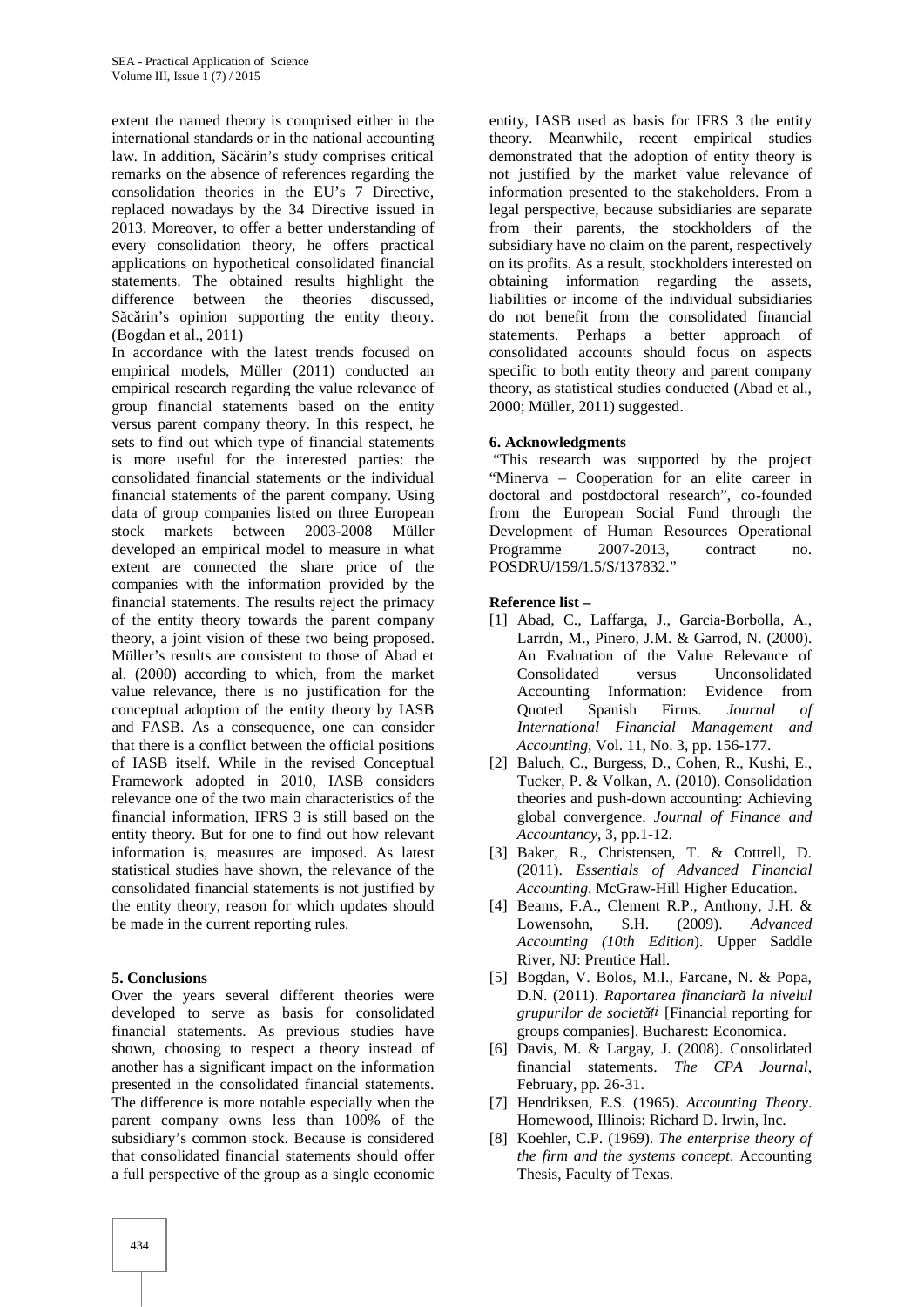extent the named theory is comprised either in the international standards or in the national accounting law. In addition, Săcărin's study comprises critical remarks on the absence of references regarding the consolidation theories in the EU's 7 Directive, replaced nowadays by the 34 Directive issued in 2013. Moreover, to offer a better understanding of every consolidation theory, he offers practical applications on hypothetical consolidated financial statements. The obtained results highlight the difference between the theories discussed, Săcărin's opinion supporting the entity theory. (Bogdan et al., 2011)

In accordance with the latest trends focused on empirical models, Müller (2011) conducted an empirical research regarding the value relevance of group financial statements based on the entity versus parent company theory. In this respect, he sets to find out which type of financial statements is more useful for the interested parties: the consolidated financial statements or the individual financial statements of the parent company. Using data of group companies listed on three European stock markets between 2003-2008 Müller developed an empirical model to measure in what extent are connected the share price of the companies with the information provided by the financial statements. The results reject the primacy of the entity theory towards the parent company theory, a joint vision of these two being proposed. Müller's results are consistent to those of Abad et al. (2000) according to which, from the market value relevance, there is no justification for the conceptual adoption of the entity theory by IASB and FASB. As a consequence, one can consider that there is a conflict between the official positions of IASB itself. While in the revised Conceptual Framework adopted in 2010, IASB considers relevance one of the two main characteristics of the financial information, IFRS 3 is still based on the entity theory. But for one to find out how relevant information is, measures are imposed. As latest statistical studies have shown, the relevance of the consolidated financial statements is not justified by the entity theory, reason for which updates should be made in the current reporting rules.

## 5. Conclusions

Over the years several different theories were developed to serve as basis for consolidated financial statements. As previous studies have shown, choosing to respect a theory instead of another has a significant impact on the information presented in the consolidated financial statements. The difference is more notable especially when the parent company owns less than 100% of the subsidiary's common stock. Because is considered that consolidated financial statements should offer a full perspective of the group as a single economic entity, IASB used as basis for IFRS 3 the entity theory. Meanwhile, recent empirical studies demonstrated that the adoption of entity theory is not justified by the market value relevance of information presented to the stakeholders. From a legal perspective, because subsidiaries are separate from their parents, the stockholders of the subsidiary have no claim on the parent, respectively on its profits. As a result, stockholders interested on obtaining information regarding the assets, liabilities or income of the individual subsidiaries do not benefit from the consolidated financial statements. Perhaps a better approach of consolidated accounts should focus on aspects specific to both entity theory and parent company theory, as statistical studies conducted (Abad et al., 2000; Müller, 2011) suggested.

## 6. Acknowledgments

"This research was supported by the project "Minerva – Cooperation for an elite career in doctoral and postdoctoral research", co-founded from the European Social Fund through the Development of Human Resources Operational Programme 2007-2013, contract no. POSDRU/159/1.5/S/137832."

## Reference list –

[1] Abad, C., Laffarga, J., Garcia-Borbolla, A., Larrdn, M., Pinero, J.M. & Garrod, N. (2000). An Evaluation of the Value Relevance of Consolidated versus Unconsolidated Accounting Information: Evidence from Quoted Spanish Firms. *Journal of International Financial Management and Accounting*, Vol. 11, No. 3, pp. 156-177.

[2] Baluch, C., Burgess, D., Cohen, R., Kushi, E., Tucker, P. & Volkan, A. (2010). Consolidation theories and push-down accounting: Achieving global convergence. *Journal of Finance and Accountancy*, 3, pp.1-12.

[3] Baker, R., Christensen, T. & Cottrell, D. (2011). *Essentials of Advanced Financial Accounting*. McGraw-Hill Higher Education.

[4] Beams, F.A., Clement R.P., Anthony, J.H. & Lowensohn, S.H. (2009). *Advanced Accounting (10th Edition*). Upper Saddle River, NJ: Prentice Hall.

[5] Bogdan, V. Bolos, M.I., Farcane, N. & Popa, D.N. (2011). *Raportarea financiară la nivelul grupurilor de societăți* [Financial reporting for groups companies]. Bucharest: Economica.

[6] Davis, M. & Largay, J. (2008). Consolidated financial statements. *The CPA Journal*, February, pp. 26-31.

[7] Hendriksen, E.S. (1965). *Accounting Theory*. Homewood, Illinois: Richard D. Irwin, Inc.

[8] Koehler, C.P. (1969). *The enterprise theory of the firm and the systems concept*. Accounting Thesis, Faculty of Texas.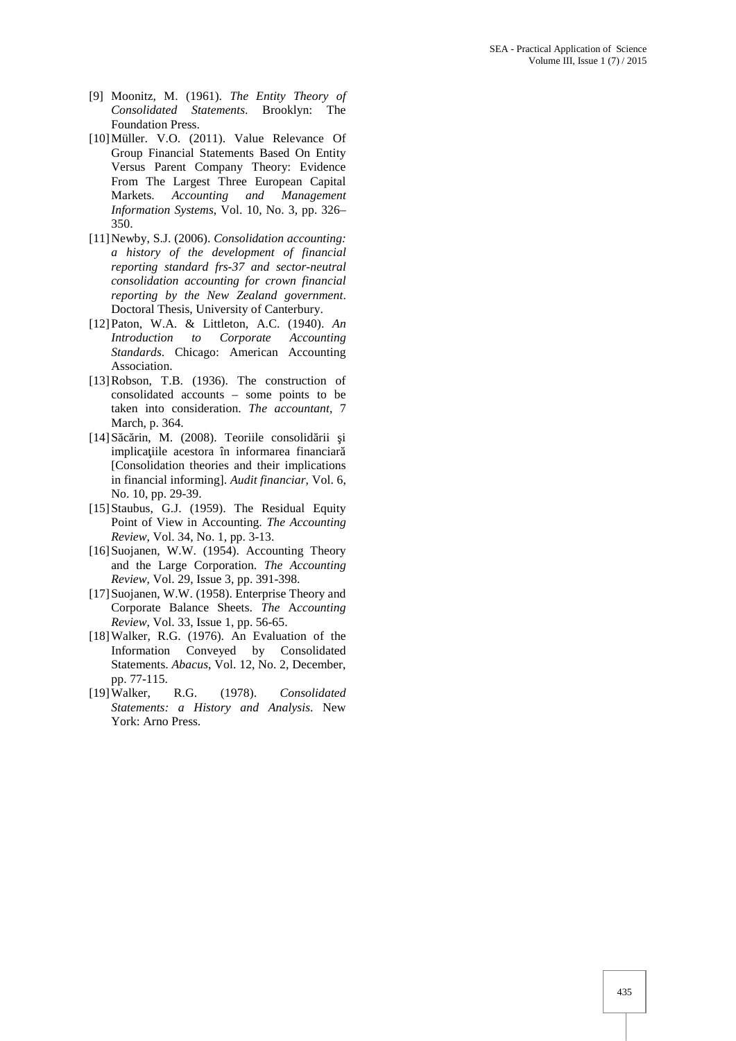[9] Moonitz, M. (1961). *The Entity Theory of Consolidated Statements*. Brooklyn: The Foundation Press.

[10] Müller. V.O. (2011). Value Relevance Of Group Financial Statements Based On Entity Versus Parent Company Theory: Evidence From The Largest Three European Capital Markets. *Accounting and Management Information Systems*, Vol. 10, No. 3, pp. 326–350.

[11] Newby, S.J. (2006). *Consolidation accounting: a history of the development of financial reporting standard frs-37 and sector-neutral consolidation accounting for crown financial reporting by the New Zealand government*. Doctoral Thesis, University of Canterbury.

[12] Paton, W.A. & Littleton, A.C. (1940). *An Introduction to Corporate Accounting Standards*. Chicago: American Accounting Association.

[13] Robson, T.B. (1936). The construction of consolidated accounts – some points to be taken into consideration. *The accountant*, 7 March, p. 364.

[14] Săcărin, M. (2008). Teoriile consolidării şi implicaţiile acestora în informarea financiară [Consolidation theories and their implications in financial informing]. *Audit financiar*, Vol. 6, No. 10, pp. 29-39.

[15] Staubus, G.J. (1959). The Residual Equity Point of View in Accounting. *The Accounting Review*, Vol. 34, No. 1, pp. 3-13.

[16] Suojanen, W.W. (1954). Accounting Theory and the Large Corporation. *The Accounting Review*, Vol. 29, Issue 3, pp. 391-398.

[17] Suojanen, W.W. (1958). Enterprise Theory and Corporate Balance Sheets. *The Accounting Review*, Vol. 33, Issue 1, pp. 56-65.

[18] Walker, R.G. (1976). An Evaluation of the Information Conveyed by Consolidated Statements. *Abacus*, Vol. 12, No. 2, December, pp. 77-115.

[19] Walker, R.G. (1978). *Consolidated Statements: a History and Analysis*. New York: Arno Press.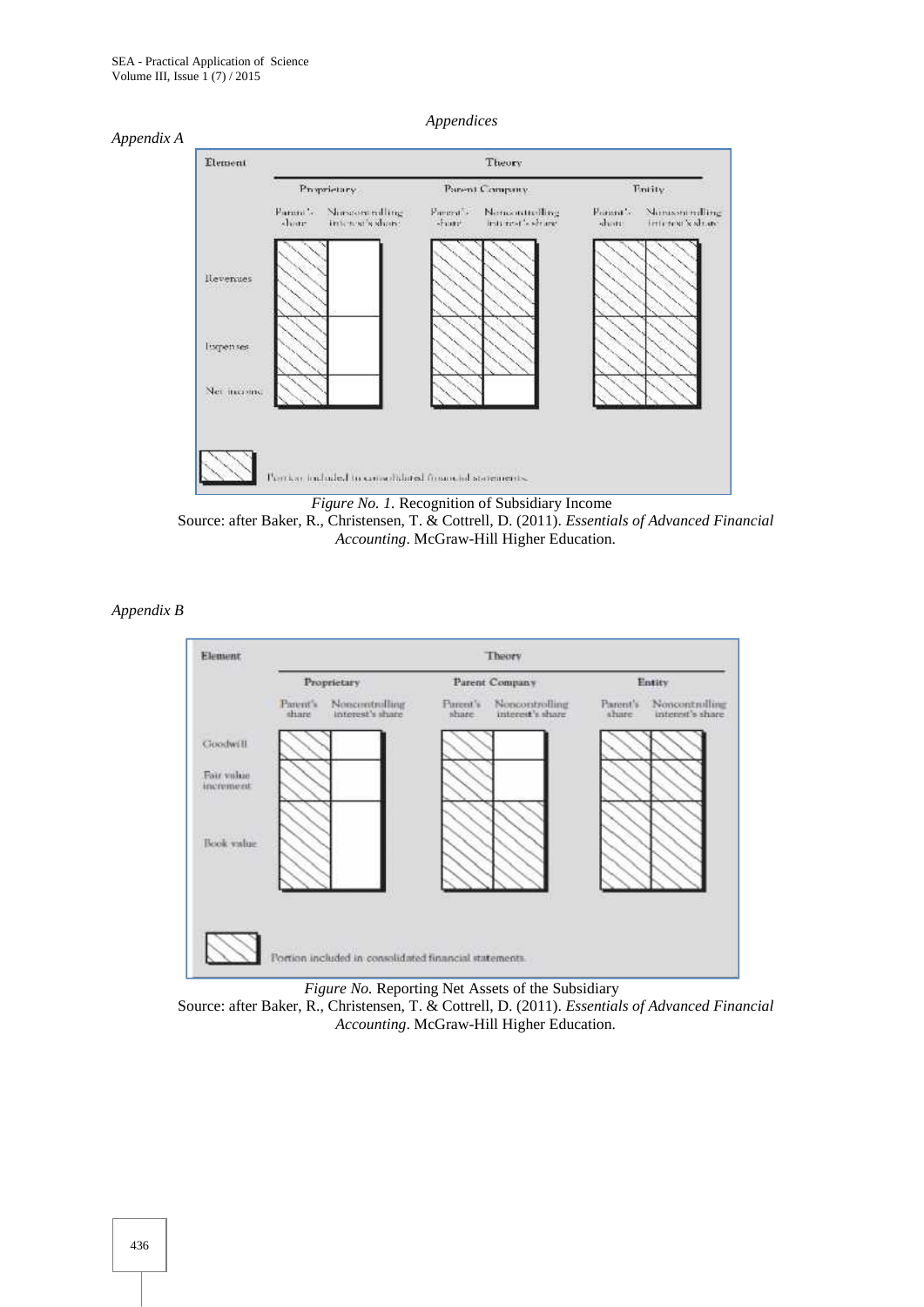*Appendices*

*Appendix A*

Element

Theory

Proprietary

Parent Company

Entity

Parent's share

Noncontrolling interest's share

Revenues

Expenses

Net income

Portion included in consolidated financial statements.

*Figure No. 1.* Recognition of Subsidiary Income

Source: after Baker, R., Christensen, T. & Cottrell, D. (2011). *Essentials of Advanced Financial Accounting*. McGraw-Hill Higher Education.

*Appendix B*

Element

Theory

Proprietary

Parent Company

Entity

Parent's share

Noncontrolling interest's share

Goodwill

Fair value increment

Book value

Portion included in consolidated financial statements.

*Figure No.* Reporting Net Assets of the Subsidiary

Source: after Baker, R., Christensen, T. & Cottrell, D. (2011). *Essentials of Advanced Financial Accounting*. McGraw-Hill Higher Education.